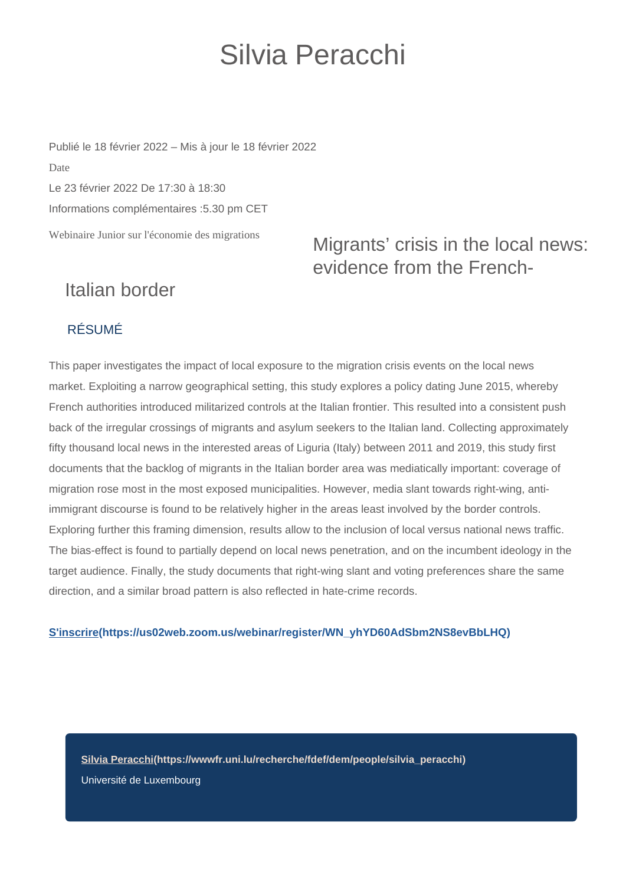# Silvia Peracchi

Publié le 18 février 2022 – Mis à jour le 18 février 2022

Date

Le 23 février 2022 De 17:30 à 18:30

Informations complémentaires :5.30 pm CET

Webinaire Junior sur l'économie des migrations

## Migrants' crisis in the local news: evidence from the French-Italian border

### RÉSUMÉ

This paper investigates the impact of local exposure to the migration crisis events on the local news market. Exploiting a narrow geographical setting, this study explores a policy dating June 2015, whereby French authorities introduced militarized controls at the Italian frontier. This resulted into a consistent push back of the irregular crossings of migrants and asylum seekers to the Italian land. Collecting approximately fifty thousand local news in the interested areas of Liguria (Italy) between 2011 and 2019, this study first documents that the backlog of migrants in the Italian border area was mediatically important: coverage of migration rose most in the most exposed municipalities. However, media slant towards right-wing, anti-immigrant discourse is found to be relatively higher in the areas least involved by the border controls. Exploring further this framing dimension, results allow to the inclusion of local versus national news traffic. The bias-effect is found to partially depend on local news penetration, and on the incumbent ideology in the target audience. Finally, the study documents that right-wing slant and voting preferences share the same direction, and a similar broad pattern is also reflected in hate-crime records.

**S'inscrire(https://us02web.zoom.us/webinar/register/WN_yhYD60AdSbm2NS8evBbLHQ)**

**Silvia Peracchi(https://wwwfr.uni.lu/recherche/fdef/dem/people/silvia_peracchi)**

Université de Luxembourg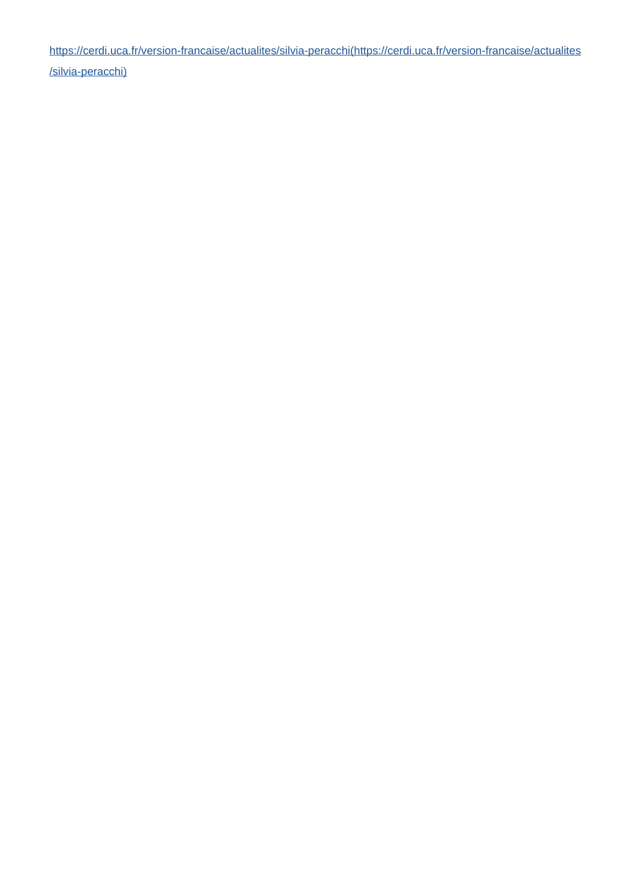https://cerdi.uca.fr/version-francaise/actualites/silvia-peracchi(https://cerdi.uca.fr/version-francaise/actualites/silvia-peracchi)